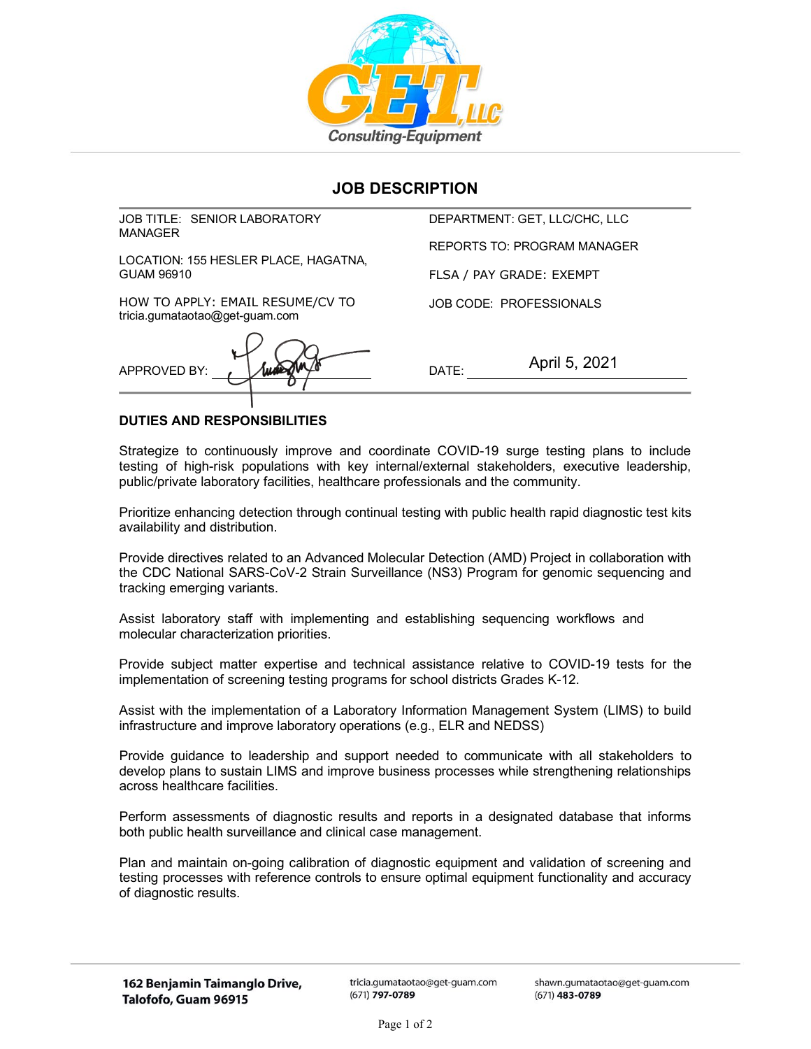# JOB DESCRIPTION

| | |
|---|---|
| JOB TITLE: SENIOR LABORATORY MANAGER | DEPARTMENT: GET, LLC/CHC, LLC |
| LOCATION: 155 HESLER PLACE, HAGATNA, GUAM 96910 | REPORTS TO: PROGRAM MANAGER |
| HOW TO APPLY: EMAIL RESUME/CV TO tricia.gumataotao@get-guam.com | FLSA / PAY GRADE: EXEMPT |
| | JOB CODE: PROFESSIONALS |
| APPROVED BY: | DATE: April 5, 2021 |

## DUTIES AND RESPONSIBILITIES

Strategize to continuously improve and coordinate COVID-19 surge testing plans to include testing of high-risk populations with key internal/external stakeholders, executive leadership, public/private laboratory facilities, healthcare professionals and the community.

Prioritize enhancing detection through continual testing with public health rapid diagnostic test kits availability and distribution.

Provide directives related to an Advanced Molecular Detection (AMD) Project in collaboration with the CDC National SARS-CoV-2 Strain Surveillance (NS3) Program for genomic sequencing and tracking emerging variants.

Assist laboratory staff with implementing and establishing sequencing workflows and molecular characterization priorities.

Provide subject matter expertise and technical assistance relative to COVID-19 tests for the implementation of screening testing programs for school districts Grades K-12.

Assist with the implementation of a Laboratory Information Management System (LIMS) to build infrastructure and improve laboratory operations (e.g., ELR and NEDSS)

Provide guidance to leadership and support needed to communicate with all stakeholders to develop plans to sustain LIMS and improve business processes while strengthening relationships across healthcare facilities.

Perform assessments of diagnostic results and reports in a designated database that informs both public health surveillance and clinical case management.

Plan and maintain on-going calibration of diagnostic equipment and validation of screening and testing processes with reference controls to ensure optimal equipment functionality and accuracy of diagnostic results.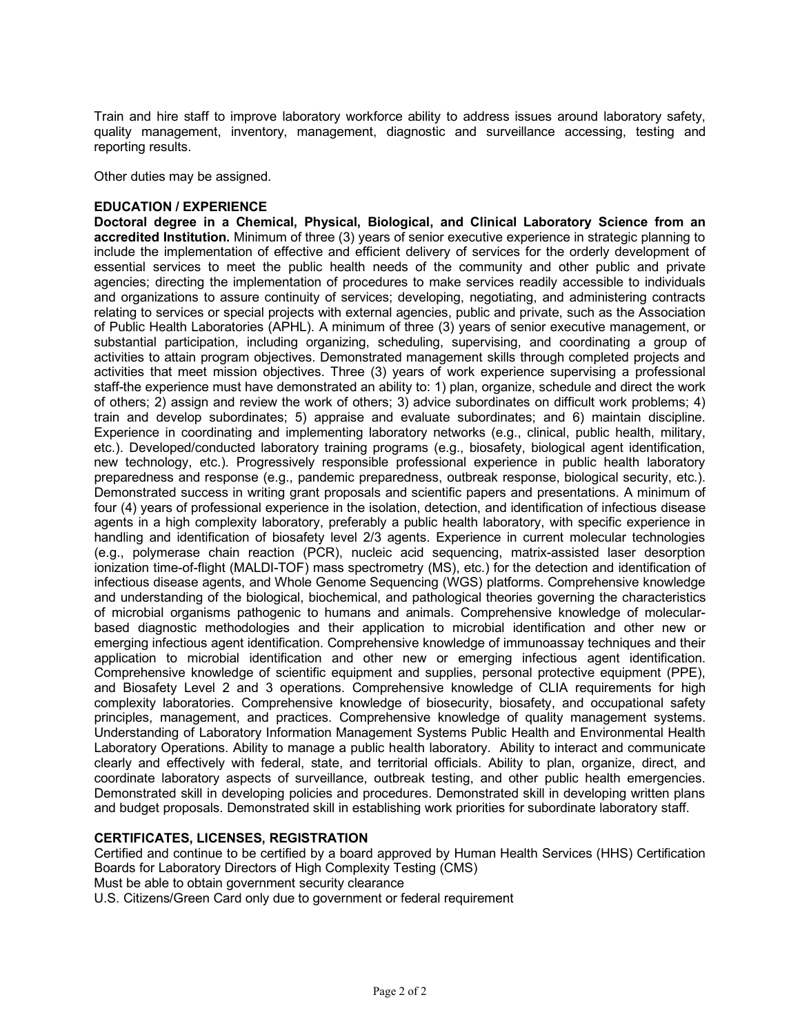Train and hire staff to improve laboratory workforce ability to address issues around laboratory safety, quality management, inventory, management, diagnostic and surveillance accessing, testing and reporting results.

Other duties may be assigned.

**EDUCATION / EXPERIENCE**

**Doctoral degree in a Chemical, Physical, Biological, and Clinical Laboratory Science from an accredited Institution.** Minimum of three (3) years of senior executive experience in strategic planning to include the implementation of effective and efficient delivery of services for the orderly development of essential services to meet the public health needs of the community and other public and private agencies; directing the implementation of procedures to make services readily accessible to individuals and organizations to assure continuity of services; developing, negotiating, and administering contracts relating to services or special projects with external agencies, public and private, such as the Association of Public Health Laboratories (APHL). A minimum of three (3) years of senior executive management, or substantial participation, including organizing, scheduling, supervising, and coordinating a group of activities to attain program objectives. Demonstrated management skills through completed projects and activities that meet mission objectives. Three (3) years of work experience supervising a professional staff-the experience must have demonstrated an ability to: 1) plan, organize, schedule and direct the work of others; 2) assign and review the work of others; 3) advice subordinates on difficult work problems; 4) train and develop subordinates; 5) appraise and evaluate subordinates; and 6) maintain discipline. Experience in coordinating and implementing laboratory networks (e.g., clinical, public health, military, etc.). Developed/conducted laboratory training programs (e.g., biosafety, biological agent identification, new technology, etc.). Progressively responsible professional experience in public health laboratory preparedness and response (e.g., pandemic preparedness, outbreak response, biological security, etc.). Demonstrated success in writing grant proposals and scientific papers and presentations. A minimum of four (4) years of professional experience in the isolation, detection, and identification of infectious disease agents in a high complexity laboratory, preferably a public health laboratory, with specific experience in handling and identification of biosafety level 2/3 agents. Experience in current molecular technologies (e.g., polymerase chain reaction (PCR), nucleic acid sequencing, matrix-assisted laser desorption ionization time-of-flight (MALDI-TOF) mass spectrometry (MS), etc.) for the detection and identification of infectious disease agents, and Whole Genome Sequencing (WGS) platforms. Comprehensive knowledge and understanding of the biological, biochemical, and pathological theories governing the characteristics of microbial organisms pathogenic to humans and animals. Comprehensive knowledge of molecular-based diagnostic methodologies and their application to microbial identification and other new or emerging infectious agent identification. Comprehensive knowledge of immunoassay techniques and their application to microbial identification and other new or emerging infectious agent identification. Comprehensive knowledge of scientific equipment and supplies, personal protective equipment (PPE), and Biosafety Level 2 and 3 operations. Comprehensive knowledge of CLIA requirements for high complexity laboratories. Comprehensive knowledge of biosecurity, biosafety, and occupational safety principles, management, and practices. Comprehensive knowledge of quality management systems. Understanding of Laboratory Information Management Systems Public Health and Environmental Health Laboratory Operations. Ability to manage a public health laboratory. Ability to interact and communicate clearly and effectively with federal, state, and territorial officials. Ability to plan, organize, direct, and coordinate laboratory aspects of surveillance, outbreak testing, and other public health emergencies. Demonstrated skill in developing policies and procedures. Demonstrated skill in developing written plans and budget proposals. Demonstrated skill in establishing work priorities for subordinate laboratory staff.

**CERTIFICATES, LICENSES, REGISTRATION**

Certified and continue to be certified by a board approved by Human Health Services (HHS) Certification Boards for Laboratory Directors of High Complexity Testing (CMS)
Must be able to obtain government security clearance
U.S. Citizens/Green Card only due to government or federal requirement